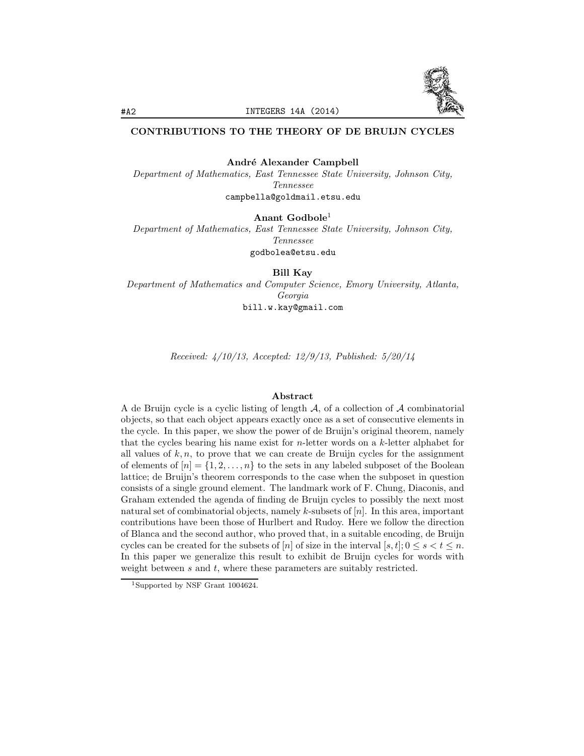# CONTRIBUTIONS TO THE THEORY OF DE BRUIJN CYCLES

**André Alexander Campbell**
*Department of Mathematics, East Tennessee State University, Johnson City, Tennessee*
campbella@goldmail.etsu.edu

**Anant Godbole**[1]
*Department of Mathematics, East Tennessee State University, Johnson City, Tennessee*
godbolea@etsu.edu

**Bill Kay**
*Department of Mathematics and Computer Science, Emory University, Atlanta, Georgia*
bill.w.kay@gmail.com

*Received: 4/10/13, Accepted: 12/9/13, Published: 5/20/14*

## Abstract

A de Bruijn cycle is a cyclic listing of length $\mathcal{A}$, of a collection of $\mathcal{A}$ combinatorial objects, so that each object appears exactly once as a set of consecutive elements in the cycle. In this paper, we show the power of de Bruijn's original theorem, namely that the cycles bearing his name exist for $n$-letter words on a $k$-letter alphabet for all values of $k, n$, to prove that we can create de Bruijn cycles for the assignment of elements of $[n] = \{1, 2, \ldots, n\}$ to the sets in any labeled subposet of the Boolean lattice; de Bruijn's theorem corresponds to the case when the subposet in question consists of a single ground element. The landmark work of F. Chung, Diaconis, and Graham extended the agenda of finding de Bruijn cycles to possibly the next most natural set of combinatorial objects, namely $k$-subsets of $[n]$. In this area, important contributions have been those of Hurlbert and Rudoy. Here we follow the direction of Blanca and the second author, who proved that, in a suitable encoding, de Bruijn cycles can be created for the subsets of $[n]$ of size in the interval $[s, t]; 0 \leq s < t \leq n$. In this paper we generalize this result to exhibit de Bruijn cycles for words with weight between $s$ and $t$, where these parameters are suitably restricted.

[1]Supported by NSF Grant 1004624.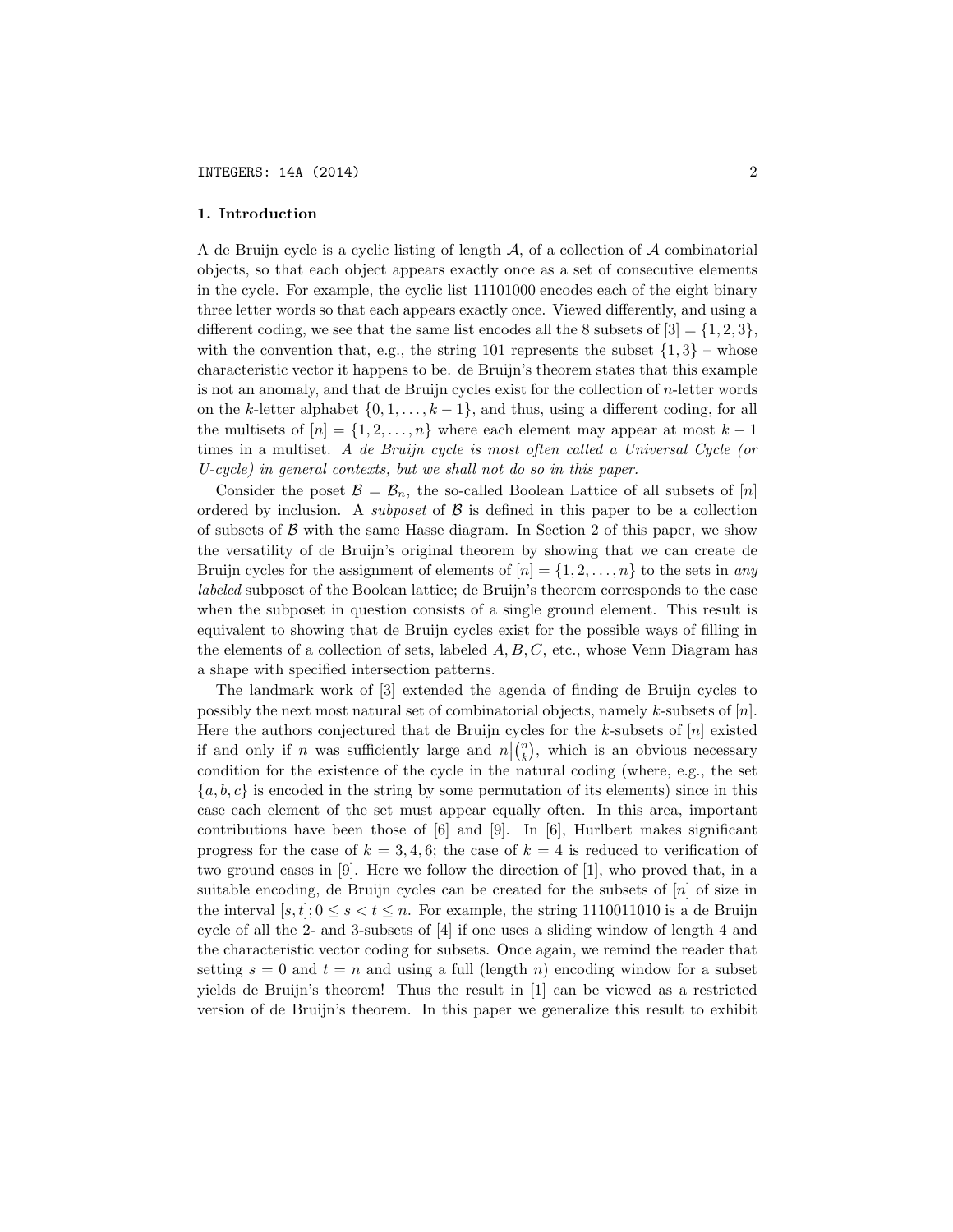## 1. Introduction

A de Bruijn cycle is a cyclic listing of length $\mathcal{A}$, of a collection of $\mathcal{A}$ combinatorial objects, so that each object appears exactly once as a set of consecutive elements in the cycle. For example, the cyclic list 11101000 encodes each of the eight binary three letter words so that each appears exactly once. Viewed differently, and using a different coding, we see that the same list encodes all the 8 subsets of $[3] = \{1, 2, 3\}$, with the convention that, e.g., the string 101 represents the subset $\{1, 3\}$ – whose characteristic vector it happens to be. de Bruijn's theorem states that this example is not an anomaly, and that de Bruijn cycles exist for the collection of $n$-letter words on the $k$-letter alphabet $\{0, 1, \ldots, k-1\}$, and thus, using a different coding, for all the multisets of $[n] = \{1, 2, \ldots, n\}$ where each element may appear at most $k-1$ times in a multiset. *A de Bruijn cycle is most often called a Universal Cycle (or U-cycle) in general contexts, but we shall not do so in this paper.*

Consider the poset $\mathcal{B} = \mathcal{B}_n$, the so-called Boolean Lattice of all subsets of $[n]$ ordered by inclusion. A *subposet* of $\mathcal{B}$ is defined in this paper to be a collection of subsets of $\mathcal{B}$ with the same Hasse diagram. In Section 2 of this paper, we show the versatility of de Bruijn's original theorem by showing that we can create de Bruijn cycles for the assignment of elements of $[n] = \{1, 2, \ldots, n\}$ to the sets in *any labeled* subposet of the Boolean lattice; de Bruijn's theorem corresponds to the case when the subposet in question consists of a single ground element. This result is equivalent to showing that de Bruijn cycles exist for the possible ways of filling in the elements of a collection of sets, labeled $A, B, C$, etc., whose Venn Diagram has a shape with specified intersection patterns.

The landmark work of [3] extended the agenda of finding de Bruijn cycles to possibly the next most natural set of combinatorial objects, namely $k$-subsets of $[n]$. Here the authors conjectured that de Bruijn cycles for the $k$-subsets of $[n]$ existed if and only if $n$ was sufficiently large and $n \big| \binom{n}{k}$, which is an obvious necessary condition for the existence of the cycle in the natural coding (where, e.g., the set $\{a, b, c\}$ is encoded in the string by some permutation of its elements) since in this case each element of the set must appear equally often. In this area, important contributions have been those of [6] and [9]. In [6], Hurlbert makes significant progress for the case of $k = 3, 4, 6$; the case of $k = 4$ is reduced to verification of two ground cases in [9]. Here we follow the direction of [1], who proved that, in a suitable encoding, de Bruijn cycles can be created for the subsets of $[n]$ of size in the interval $[s, t]; 0 \leq s < t \leq n$. For example, the string 1110011010 is a de Bruijn cycle of all the 2- and 3-subsets of [4] if one uses a sliding window of length 4 and the characteristic vector coding for subsets. Once again, we remind the reader that setting $s = 0$ and $t = n$ and using a full (length $n$) encoding window for a subset yields de Bruijn's theorem! Thus the result in [1] can be viewed as a restricted version of de Bruijn's theorem. In this paper we generalize this result to exhibit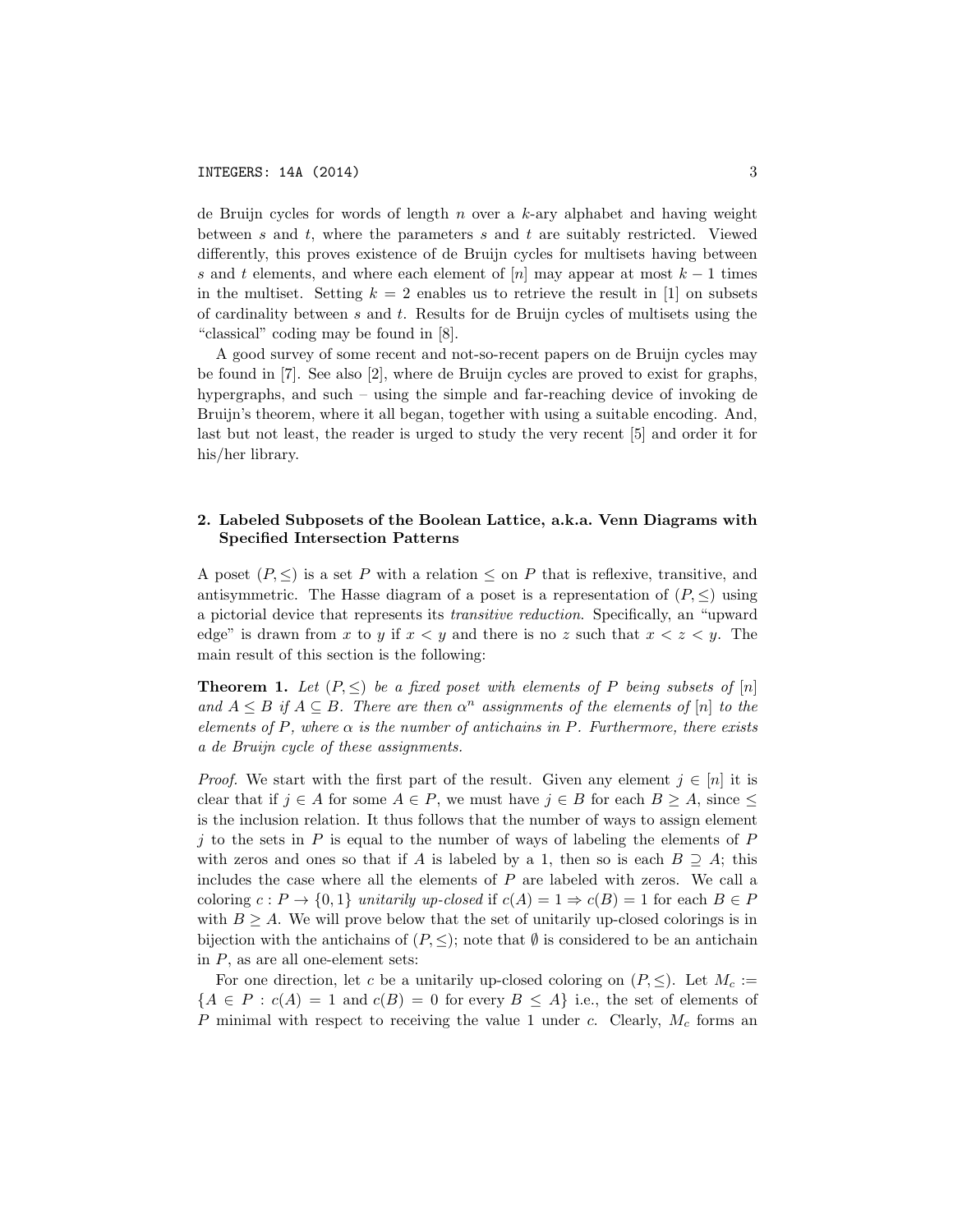de Bruijn cycles for words of length $n$ over a $k$-ary alphabet and having weight between $s$ and $t$, where the parameters $s$ and $t$ are suitably restricted. Viewed differently, this proves existence of de Bruijn cycles for multisets having between $s$ and $t$ elements, and where each element of $[n]$ may appear at most $k-1$ times in the multiset. Setting $k = 2$ enables us to retrieve the result in [1] on subsets of cardinality between $s$ and $t$. Results for de Bruijn cycles of multisets using the "classical" coding may be found in [8].

A good survey of some recent and not-so-recent papers on de Bruijn cycles may be found in [7]. See also [2], where de Bruijn cycles are proved to exist for graphs, hypergraphs, and such – using the simple and far-reaching device of invoking de Bruijn's theorem, where it all began, together with using a suitable encoding. And, last but not least, the reader is urged to study the very recent [5] and order it for his/her library.

## 2. Labeled Subposets of the Boolean Lattice, a.k.a. Venn Diagrams with Specified Intersection Patterns

A poset $(P, \leq)$ is a set $P$ with a relation $\leq$ on $P$ that is reflexive, transitive, and antisymmetric. The Hasse diagram of a poset is a representation of $(P, \leq)$ using a pictorial device that represents its *transitive reduction.* Specifically, an "upward edge" is drawn from $x$ to $y$ if $x < y$ and there is no $z$ such that $x < z < y$. The main result of this section is the following:

**Theorem 1.** *Let $(P, \leq)$ be a fixed poset with elements of $P$ being subsets of $[n]$ and $A \leq B$ if $A \subseteq B$. There are then $\alpha^n$ assignments of the elements of $[n]$ to the elements of $P$, where $\alpha$ is the number of antichains in $P$. Furthermore, there exists a de Bruijn cycle of these assignments.*

*Proof.* We start with the first part of the result. Given any element $j \in [n]$ it is clear that if $j \in A$ for some $A \in P$, we must have $j \in B$ for each $B \geq A$, since $\leq$ is the inclusion relation. It thus follows that the number of ways to assign element $j$ to the sets in $P$ is equal to the number of ways of labeling the elements of $P$ with zeros and ones so that if $A$ is labeled by a 1, then so is each $B \supseteq A$; this includes the case where all the elements of $P$ are labeled with zeros. We call a coloring $c : P \to \{0, 1\}$ *unitarily up-closed* if $c(A) = 1 \Rightarrow c(B) = 1$ for each $B \in P$ with $B \geq A$. We will prove below that the set of unitarily up-closed colorings is in bijection with the antichains of $(P, \leq)$; note that $\emptyset$ is considered to be an antichain in $P$, as are all one-element sets:

For one direction, let $c$ be a unitarily up-closed coloring on $(P, \leq)$. Let $M_c := \{A \in P : c(A) = 1 \text{ and } c(B) = 0 \text{ for every } B \leq A\}$ i.e., the set of elements of $P$ minimal with respect to receiving the value 1 under $c$. Clearly, $M_c$ forms an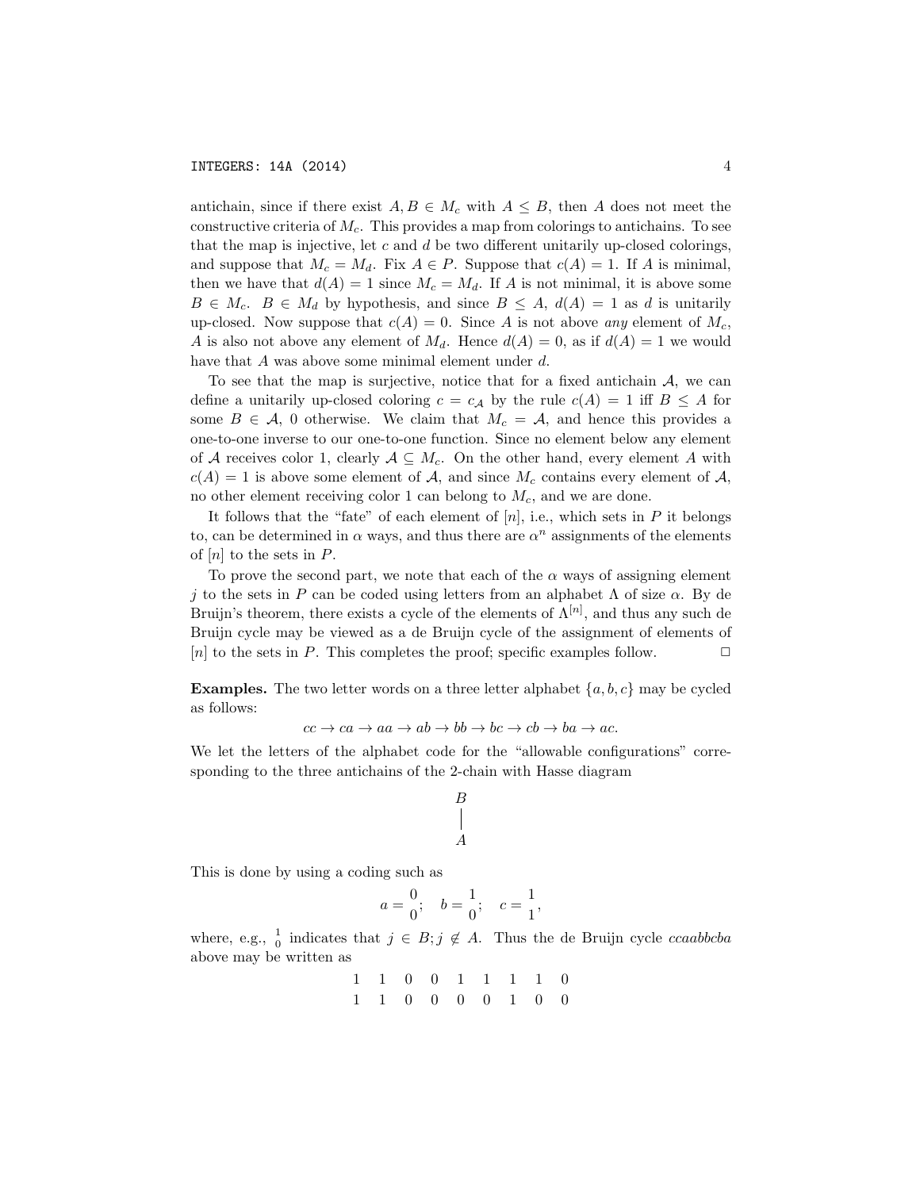antichain, since if there exist $A, B \in M_c$ with $A \leq B$, then $A$ does not meet the constructive criteria of $M_c$. This provides a map from colorings to antichains. To see that the map is injective, let $c$ and $d$ be two different unitarily up-closed colorings, and suppose that $M_c = M_d$. Fix $A \in P$. Suppose that $c(A) = 1$. If $A$ is minimal, then we have that $d(A) = 1$ since $M_c = M_d$. If $A$ is not minimal, it is above some $B \in M_c$. $B \in M_d$ by hypothesis, and since $B \leq A$, $d(A) = 1$ as $d$ is unitarily up-closed. Now suppose that $c(A) = 0$. Since $A$ is not above *any* element of $M_c$, $A$ is also not above any element of $M_d$. Hence $d(A) = 0$, as if $d(A) = 1$ we would have that $A$ was above some minimal element under $d$.

To see that the map is surjective, notice that for a fixed antichain $\mathcal{A}$, we can define a unitarily up-closed coloring $c = c_{\mathcal{A}}$ by the rule $c(A) = 1$ iff $B \leq A$ for some $B \in \mathcal{A}$, 0 otherwise. We claim that $M_c = \mathcal{A}$, and hence this provides a one-to-one inverse to our one-to-one function. Since no element below any element of $\mathcal{A}$ receives color 1, clearly $\mathcal{A} \subseteq M_c$. On the other hand, every element $A$ with $c(A) = 1$ is above some element of $\mathcal{A}$, and since $M_c$ contains every element of $\mathcal{A}$, no other element receiving color 1 can belong to $M_c$, and we are done.

It follows that the "fate" of each element of $[n]$, i.e., which sets in $P$ it belongs to, can be determined in $\alpha$ ways, and thus there are $\alpha^n$ assignments of the elements of $[n]$ to the sets in $P$.

To prove the second part, we note that each of the $\alpha$ ways of assigning element $j$ to the sets in $P$ can be coded using letters from an alphabet $\Lambda$ of size $\alpha$. By de Bruijn's theorem, there exists a cycle of the elements of $\Lambda^{[n]}$, and thus any such de Bruijn cycle may be viewed as a de Bruijn cycle of the assignment of elements of $[n]$ to the sets in $P$. This completes the proof; specific examples follow. $\square$

**Examples.** The two letter words on a three letter alphabet $\{a, b, c\}$ may be cycled as follows:

$$cc \to ca \to aa \to ab \to bb \to bc \to cb \to ba \to ac.$$

We let the letters of the alphabet code for the "allowable configurations" corresponding to the three antichains of the 2-chain with Hasse diagram

$$\begin{array}{c} B \\ | \\ A \end{array}$$

This is done by using a coding such as

$$a = \frac{0}{0}; \quad b = \frac{1}{0}; \quad c = \frac{1}{1},$$

where, e.g., $\frac{1}{0}$ indicates that $j \in B; j \notin A$. Thus the de Bruijn cycle *ccaabbcba* above may be written as

$$\begin{array}{ccccccccc} 1 & 1 & 0 & 0 & 1 & 1 & 1 & 1 & 0 \\ 1 & 1 & 0 & 0 & 0 & 0 & 1 & 0 & 0 \end{array}$$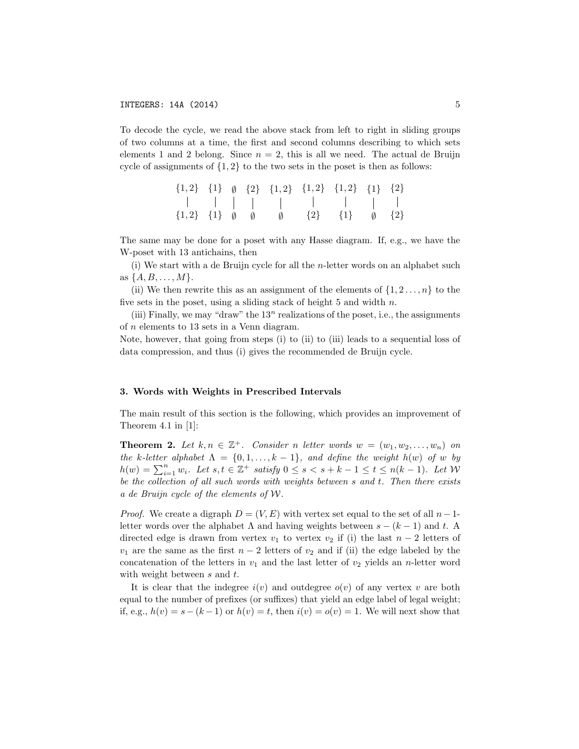To decode the cycle, we read the above stack from left to right in sliding groups of two columns at a time, the first and second columns describing to which sets elements 1 and 2 belong. Since $n = 2$, this is all we need. The actual de Bruijn cycle of assignments of $\{1, 2\}$ to the two sets in the poset is then as follows:

$$
\begin{array}{ccccccccc}
\{1,2\} & \{1\} & \emptyset & \{2\} & \{1,2\} & \{1,2\} & \{1,2\} & \{1\} & \{2\} \\
| & | & | & | & | & | & | & | & | \\
\{1,2\} & \{1\} & \emptyset & \emptyset & \emptyset & \{2\} & \{1\} & \emptyset & \{2\}
\end{array}
$$

The same may be done for a poset with any Hasse diagram. If, e.g., we have the W-poset with 13 antichains, then

(i) We start with a de Bruijn cycle for all the $n$-letter words on an alphabet such as $\{A, B, \ldots, M\}$.

(ii) We then rewrite this as an assignment of the elements of $\{1, 2 \ldots, n\}$ to the five sets in the poset, using a sliding stack of height 5 and width $n$.

(iii) Finally, we may "draw" the $13^n$ realizations of the poset, i.e., the assignments of $n$ elements to 13 sets in a Venn diagram.

Note, however, that going from steps (i) to (ii) to (iii) leads to a sequential loss of data compression, and thus (i) gives the recommended de Bruijn cycle.

## 3. Words with Weights in Prescribed Intervals

The main result of this section is the following, which provides an improvement of Theorem 4.1 in [1]:

**Theorem 2.** *Let $k, n \in \mathbb{Z}^+$. Consider $n$ letter words $w = (w_1, w_2, \ldots, w_n)$ on the $k$-letter alphabet $\Lambda = \{0, 1, \ldots, k-1\}$, and define the weight $h(w)$ of $w$ by $h(w) = \sum_{i=1}^{n} w_i$. Let $s, t \in \mathbb{Z}^+$ satisfy $0 \le s < s + k - 1 \le t \le n(k-1)$. Let $\mathcal{W}$ be the collection of all such words with weights between $s$ and $t$. Then there exists a de Bruijn cycle of the elements of $\mathcal{W}$.*

*Proof.* We create a digraph $D = (V, E)$ with vertex set equal to the set of all $n-1$-letter words over the alphabet $\Lambda$ and having weights between $s - (k-1)$ and $t$. A directed edge is drawn from vertex $v_1$ to vertex $v_2$ if (i) the last $n-2$ letters of $v_1$ are the same as the first $n-2$ letters of $v_2$ and if (ii) the edge labeled by the concatenation of the letters in $v_1$ and the last letter of $v_2$ yields an $n$-letter word with weight between $s$ and $t$.

It is clear that the indegree $i(v)$ and outdegree $o(v)$ of any vertex $v$ are both equal to the number of prefixes (or suffixes) that yield an edge label of legal weight; if, e.g., $h(v) = s - (k-1)$ or $h(v) = t$, then $i(v) = o(v) = 1$. We will next show that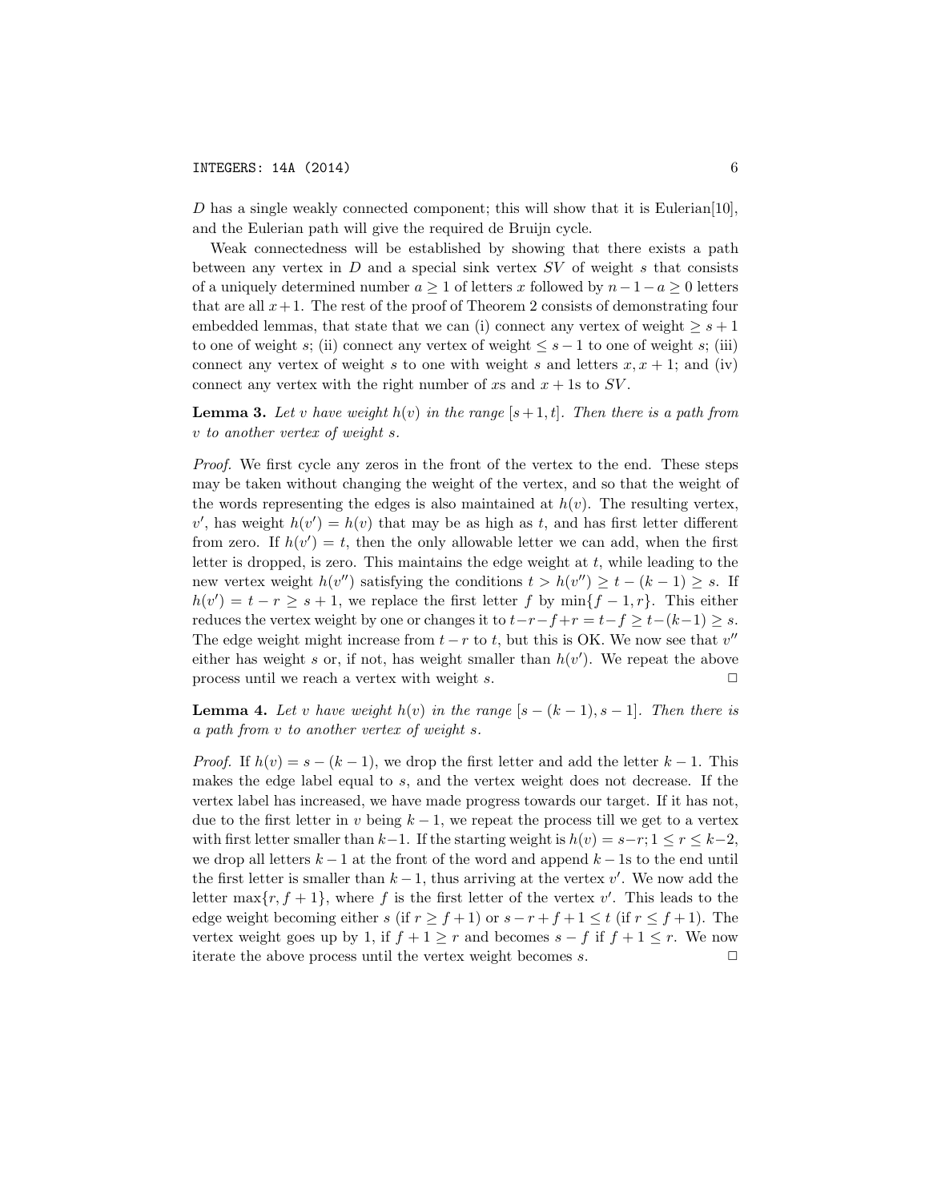$D$ has a single weakly connected component; this will show that it is Eulerian[10], and the Eulerian path will give the required de Bruijn cycle.

Weak connectedness will be established by showing that there exists a path between any vertex in $D$ and a special sink vertex $SV$ of weight $s$ that consists of a uniquely determined number $a \geq 1$ of letters $x$ followed by $n-1-a \geq 0$ letters that are all $x+1$. The rest of the proof of Theorem 2 consists of demonstrating four embedded lemmas, that state that we can (i) connect any vertex of weight $\geq s+1$ to one of weight $s$; (ii) connect any vertex of weight $\leq s-1$ to one of weight $s$; (iii) connect any vertex of weight $s$ to one with weight $s$ and letters $x, x+1$; and (iv) connect any vertex with the right number of $x$s and $x+1$s to $SV$.

**Lemma 3.** *Let $v$ have weight $h(v)$ in the range $[s+1, t]$. Then there is a path from $v$ to another vertex of weight $s$.*

*Proof.* We first cycle any zeros in the front of the vertex to the end. These steps may be taken without changing the weight of the vertex, and so that the weight of the words representing the edges is also maintained at $h(v)$. The resulting vertex, $v'$, has weight $h(v') = h(v)$ that may be as high as $t$, and has first letter different from zero. If $h(v') = t$, then the only allowable letter we can add, when the first letter is dropped, is zero. This maintains the edge weight at $t$, while leading to the new vertex weight $h(v'')$ satisfying the conditions $t > h(v'') \geq t-(k-1) \geq s$. If $h(v') = t-r \geq s+1$, we replace the first letter $f$ by $\min\{f-1, r\}$. This either reduces the vertex weight by one or changes it to $t-r-f+r = t-f \geq t-(k-1) \geq s$. The edge weight might increase from $t-r$ to $t$, but this is OK. We now see that $v''$ either has weight $s$ or, if not, has weight smaller than $h(v')$. We repeat the above process until we reach a vertex with weight $s$. $\square$

**Lemma 4.** *Let $v$ have weight $h(v)$ in the range $[s-(k-1), s-1]$. Then there is a path from $v$ to another vertex of weight $s$.*

*Proof.* If $h(v) = s-(k-1)$, we drop the first letter and add the letter $k-1$. This makes the edge label equal to $s$, and the vertex weight does not decrease. If the vertex label has increased, we have made progress towards our target. If it has not, due to the first letter in $v$ being $k-1$, we repeat the process till we get to a vertex with first letter smaller than $k-1$. If the starting weight is $h(v) = s-r; 1 \leq r \leq k-2$, we drop all letters $k-1$ at the front of the word and append $k-1$s to the end until the first letter is smaller than $k-1$, thus arriving at the vertex $v'$. We now add the letter $\max\{r, f+1\}$, where $f$ is the first letter of the vertex $v'$. This leads to the edge weight becoming either $s$ (if $r \geq f+1$) or $s-r+f+1 \leq t$ (if $r \leq f+1$). The vertex weight goes up by 1, if $f+1 \geq r$ and becomes $s-f$ if $f+1 \leq r$. We now iterate the above process until the vertex weight becomes $s$. $\square$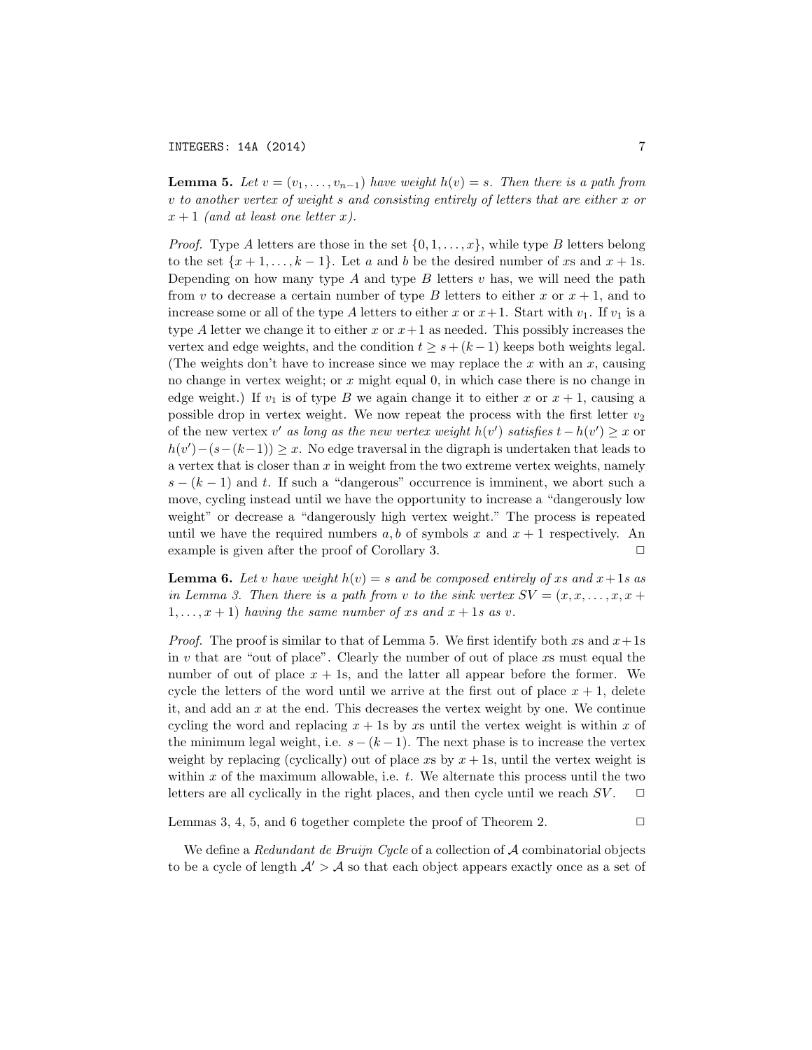**Lemma 5.** *Let $v = (v_1, \ldots, v_{n-1})$ have weight $h(v) = s$. Then there is a path from $v$ to another vertex of weight $s$ and consisting entirely of letters that are either $x$ or $x+1$ (and at least one letter $x$).*

*Proof.* Type $A$ letters are those in the set $\{0, 1, \ldots, x\}$, while type $B$ letters belong to the set $\{x+1, \ldots, k-1\}$. Let $a$ and $b$ be the desired number of $x$s and $x+1$s. Depending on how many type $A$ and type $B$ letters $v$ has, we will need the path from $v$ to decrease a certain number of type $B$ letters to either $x$ or $x+1$, and to increase some or all of the type $A$ letters to either $x$ or $x+1$. Start with $v_1$. If $v_1$ is a type $A$ letter we change it to either $x$ or $x+1$ as needed. This possibly increases the vertex and edge weights, and the condition $t \geq s + (k-1)$ keeps both weights legal. (The weights don't have to increase since we may replace the $x$ with an $x$, causing no change in vertex weight; or $x$ might equal 0, in which case there is no change in edge weight.) If $v_1$ is of type $B$ we again change it to either $x$ or $x+1$, causing a possible drop in vertex weight. We now repeat the process with the first letter $v_2$ of the new vertex $v'$ *as long as the new vertex weight $h(v')$ satisfies* $t - h(v') \geq x$ or $h(v') - (s-(k-1)) \geq x$. No edge traversal in the digraph is undertaken that leads to a vertex that is closer than $x$ in weight from the two extreme vertex weights, namely $s-(k-1)$ and $t$. If such a "dangerous" occurrence is imminent, we abort such a move, cycling instead until we have the opportunity to increase a "dangerously low weight" or decrease a "dangerously high vertex weight." The process is repeated until we have the required numbers $a, b$ of symbols $x$ and $x+1$ respectively. An example is given after the proof of Corollary 3. □

**Lemma 6.** *Let $v$ have weight $h(v) = s$ and be composed entirely of $x$s and $x+1$s as in Lemma 3. Then there is a path from $v$ to the sink vertex $SV = (x, x, \ldots, x, x+1, \ldots, x+1)$ having the same number of $x$s and $x+1$s as $v$.*

*Proof.* The proof is similar to that of Lemma 5. We first identify both $x$s and $x+1$s in $v$ that are "out of place". Clearly the number of out of place $x$s must equal the number of out of place $x+1$s, and the latter all appear before the former. We cycle the letters of the word until we arrive at the first out of place $x+1$, delete it, and add an $x$ at the end. This decreases the vertex weight by one. We continue cycling the word and replacing $x+1$s by $x$s until the vertex weight is within $x$ of the minimum legal weight, i.e. $s-(k-1)$. The next phase is to increase the vertex weight by replacing (cyclically) out of place $x$s by $x+1$s, until the vertex weight is within $x$ of the maximum allowable, i.e. $t$. We alternate this process until the two letters are all cyclically in the right places, and then cycle until we reach $SV$. □

Lemmas 3, 4, 5, and 6 together complete the proof of Theorem 2. □

We define a *Redundant de Bruijn Cycle* of a collection of $\mathcal{A}$ combinatorial objects to be a cycle of length $\mathcal{A}' > \mathcal{A}$ so that each object appears exactly once as a set of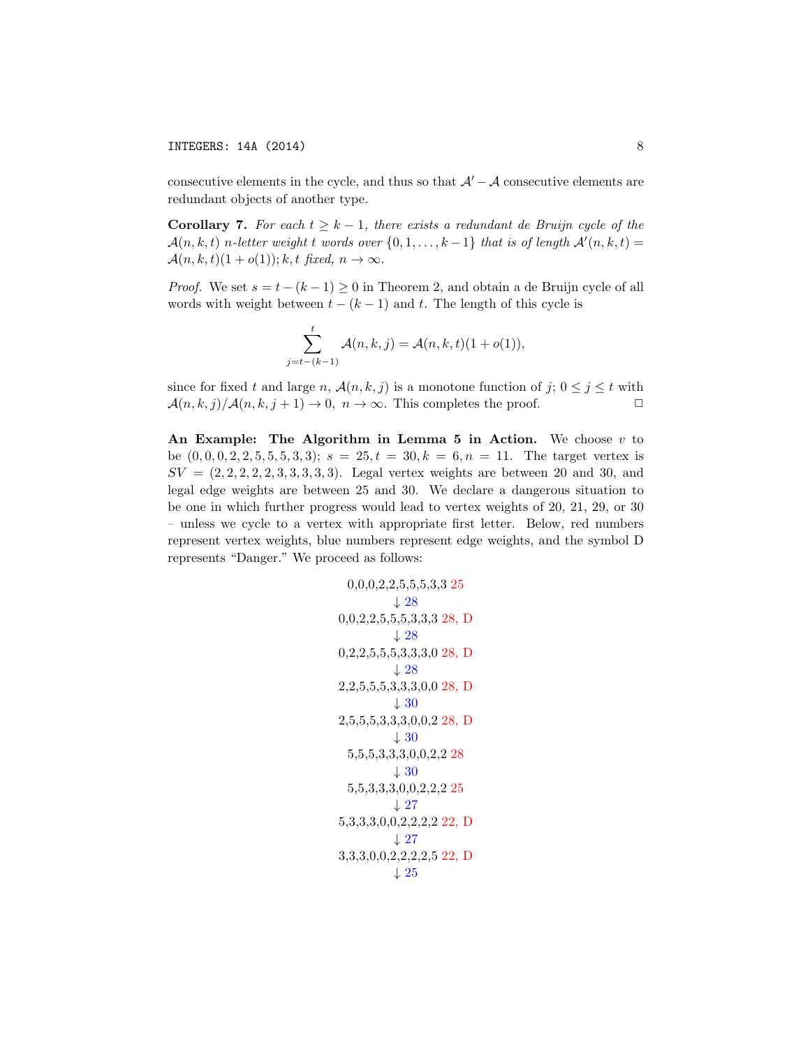consecutive elements in the cycle, and thus so that $\mathcal{A}' - \mathcal{A}$ consecutive elements are redundant objects of another type.

**Corollary 7.** *For each $t \geq k-1$, there exists a redundant de Bruijn cycle of the $\mathcal{A}(n,k,t)$ n-letter weight t words over $\{0,1,\ldots,k-1\}$ that is of length $\mathcal{A}'(n,k,t) = \mathcal{A}(n,k,t)(1+o(1)); k,t$ fixed, $n \to \infty$.*

*Proof.* We set $s = t-(k-1) \geq 0$ in Theorem 2, and obtain a de Bruijn cycle of all words with weight between $t-(k-1)$ and $t$. The length of this cycle is

$$\sum_{j=t-(k-1)}^{t} \mathcal{A}(n,k,j) = \mathcal{A}(n,k,t)(1+o(1)),$$

since for fixed $t$ and large $n$, $\mathcal{A}(n,k,j)$ is a monotone function of $j$; $0 \leq j \leq t$ with $\mathcal{A}(n,k,j)/\mathcal{A}(n,k,j+1) \to 0,\ n \to \infty$. This completes the proof. $\square$

**An Example: The Algorithm in Lemma 5 in Action.** We choose $v$ to be $(0,0,0,2,2,5,5,5,3,3)$; $s = 25, t = 30, k = 6, n = 11$. The target vertex is $SV = (2,2,2,2,2,3,3,3,3,3)$. Legal vertex weights are between 20 and 30, and legal edge weights are between 25 and 30. We declare a dangerous situation to be one in which further progress would lead to vertex weights of 20, 21, 29, or 30 – unless we cycle to a vertex with appropriate first letter. Below, red numbers represent vertex weights, blue numbers represent edge weights, and the symbol D represents "Danger." We proceed as follows:

0,0,0,2,2,5,5,5,3,3 25
↓ 28
0,0,2,2,5,5,5,3,3,3 28, D
↓ 28
0,2,2,5,5,5,3,3,3,0 28, D
↓ 28
2,2,5,5,5,3,3,3,0,0 28, D
↓ 30
2,5,5,5,3,3,3,0,0,2 28, D
↓ 30
5,5,5,3,3,3,0,0,2,2 28
↓ 30
5,5,3,3,3,0,0,2,2,2 25
↓ 27
5,3,3,3,0,0,2,2,2,2 22, D
↓ 27
3,3,3,0,0,2,2,2,2,5 22, D
↓ 25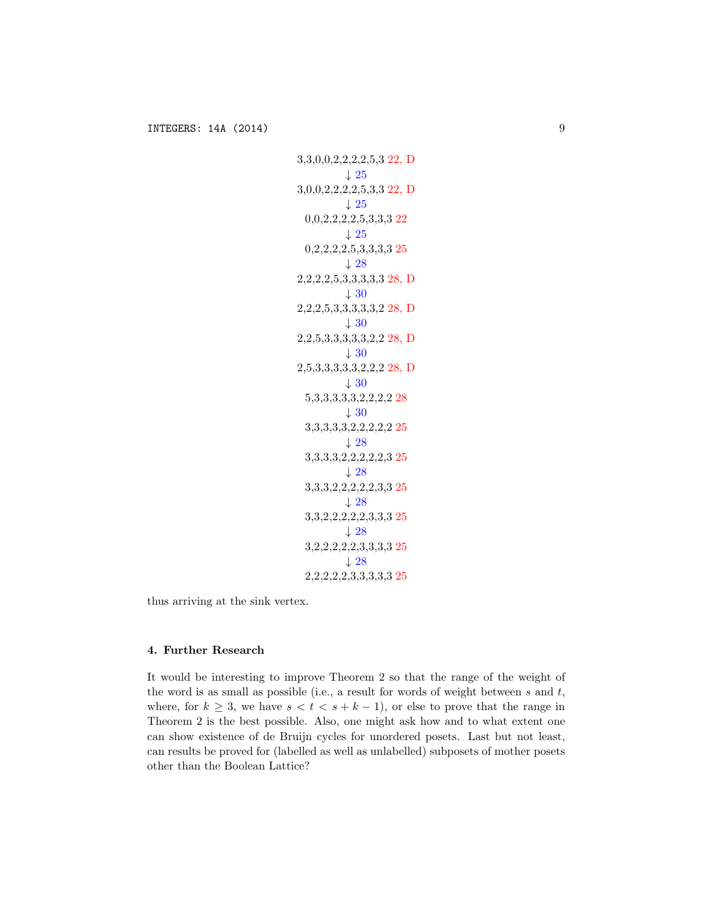$$
\begin{array}{c}
3,3,0,0,2,2,2,2,5,3 \ \ 22, \text{D} \\
\downarrow 25 \\
3,0,0,2,2,2,2,5,3,3 \ \ 22, \text{D} \\
\downarrow 25 \\
0,0,2,2,2,2,5,3,3,3 \ \ 22 \\
\downarrow 25 \\
0,2,2,2,2,5,3,3,3,3 \ \ 25 \\
\downarrow 28 \\
2,2,2,2,5,3,3,3,3,3 \ \ 28, \text{D} \\
\downarrow 30 \\
2,2,2,5,3,3,3,3,3,2 \ \ 28, \text{D} \\
\downarrow 30 \\
2,2,5,3,3,3,3,3,2,2 \ \ 28, \text{D} \\
\downarrow 30 \\
2,5,3,3,3,3,3,2,2,2 \ \ 28, \text{D} \\
\downarrow 30 \\
5,3,3,3,3,3,2,2,2,2 \ \ 28 \\
\downarrow 30 \\
3,3,3,3,3,2,2,2,2,2 \ \ 25 \\
\downarrow 28 \\
3,3,3,3,2,2,2,2,2,3 \ \ 25 \\
\downarrow 28 \\
3,3,3,2,2,2,2,2,3,3 \ \ 25 \\
\downarrow 28 \\
3,3,2,2,2,2,2,3,3,3 \ \ 25 \\
\downarrow 28 \\
3,2,2,2,2,2,3,3,3,3 \ \ 25 \\
\downarrow 28 \\
2,2,2,2,2,3,3,3,3,3 \ \ 25
\end{array}
$$

thus arriving at the sink vertex.

## 4. Further Research

It would be interesting to improve Theorem 2 so that the range of the weight of the word is as small as possible (i.e., a result for words of weight between $s$ and $t$, where, for $k \geq 3$, we have $s < t < s + k - 1$), or else to prove that the range in Theorem 2 is the best possible. Also, one might ask how and to what extent one can show existence of de Bruijn cycles for unordered posets. Last but not least, can results be proved for (labelled as well as unlabelled) subposets of mother posets other than the Boolean Lattice?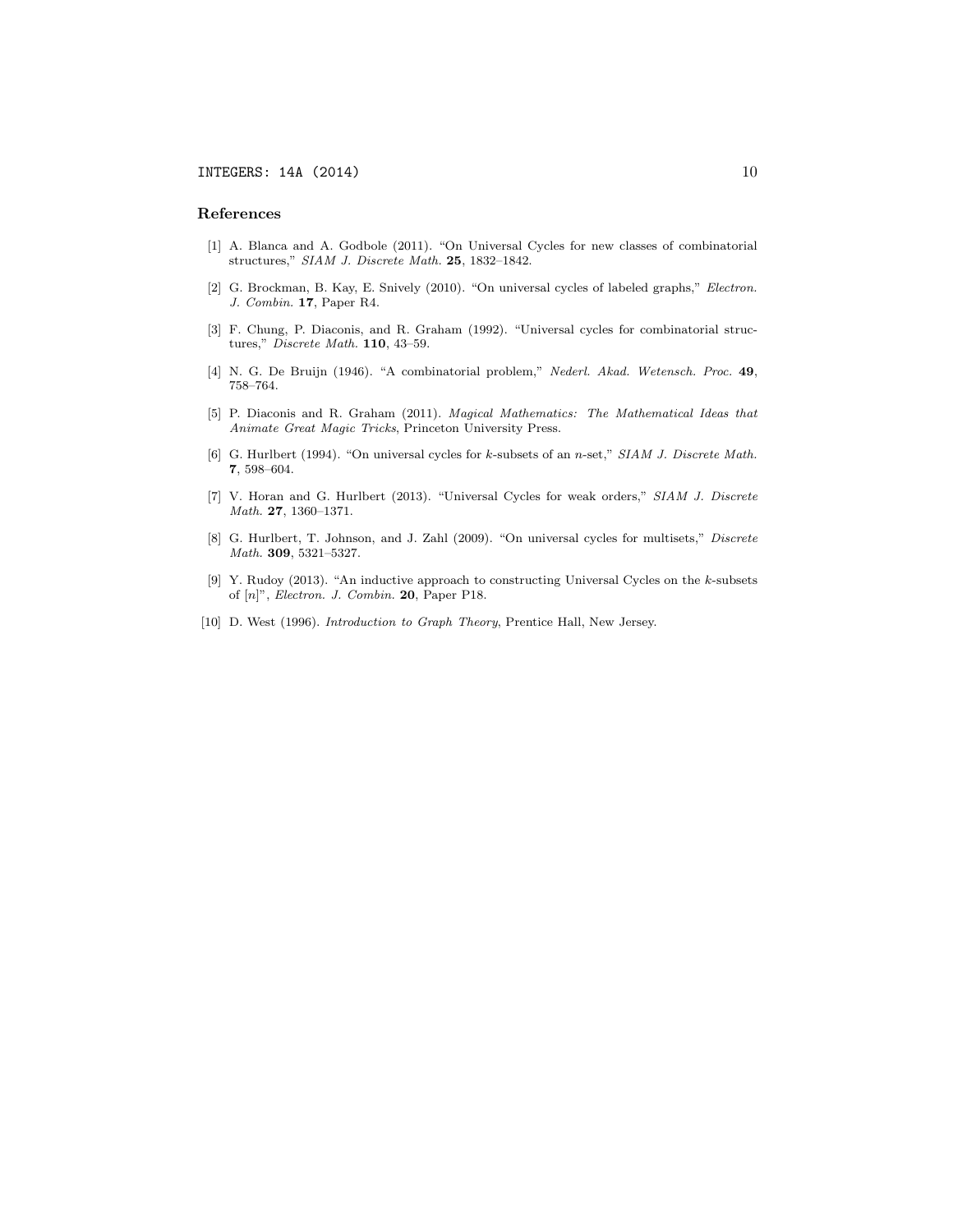## References

[1] A. Blanca and A. Godbole (2011). "On Universal Cycles for new classes of combinatorial structures," *SIAM J. Discrete Math.* **25**, 1832–1842.

[2] G. Brockman, B. Kay, E. Snively (2010). "On universal cycles of labeled graphs," *Electron. J. Combin.* **17**, Paper R4.

[3] F. Chung, P. Diaconis, and R. Graham (1992). "Universal cycles for combinatorial structures," *Discrete Math.* **110**, 43–59.

[4] N. G. De Bruijn (1946). "A combinatorial problem," *Nederl. Akad. Wetensch. Proc.* **49**, 758–764.

[5] P. Diaconis and R. Graham (2011). *Magical Mathematics: The Mathematical Ideas that Animate Great Magic Tricks*, Princeton University Press.

[6] G. Hurlbert (1994). "On universal cycles for $k$-subsets of an $n$-set," *SIAM J. Discrete Math.* **7**, 598–604.

[7] V. Horan and G. Hurlbert (2013). "Universal Cycles for weak orders," *SIAM J. Discrete Math.* **27**, 1360–1371.

[8] G. Hurlbert, T. Johnson, and J. Zahl (2009). "On universal cycles for multisets," *Discrete Math.* **309**, 5321–5327.

[9] Y. Rudoy (2013). "An inductive approach to constructing Universal Cycles on the $k$-subsets of $[n]$", *Electron. J. Combin.* **20**, Paper P18.

[10] D. West (1996). *Introduction to Graph Theory*, Prentice Hall, New Jersey.